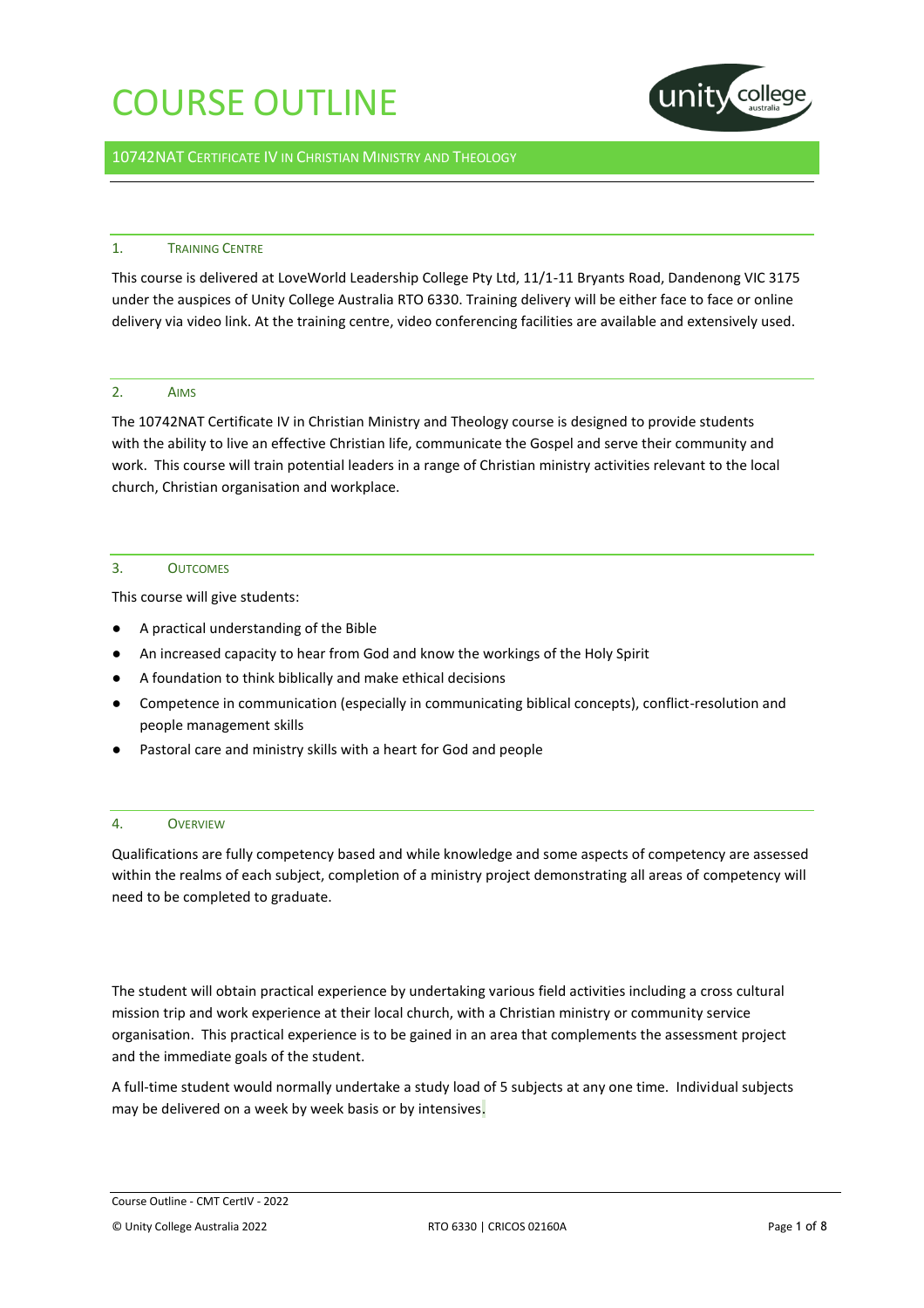# COURSE OUTLINE

10742NAT Certificate IV in Christian Ministry and Theology

## 1. Training Centre

This course is delivered at LoveWorld Leadership College Pty Ltd, 11/1-11 Bryants Road, Dandenong VIC 3175 under the auspices of Unity College Australia RTO 6330. Training delivery will be either face to face or online delivery via video link. At the training centre, video conferencing facilities are available and extensively used.

## 2. Aims

The 10742NAT Certificate IV in Christian Ministry and Theology course is designed to provide students with the ability to live an effective Christian life, communicate the Gospel and serve their community and work. This course will train potential leaders in a range of Christian ministry activities relevant to the local church, Christian organisation and workplace.

## 3. Outcomes

This course will give students:

- A practical understanding of the Bible
- An increased capacity to hear from God and know the workings of the Holy Spirit
- A foundation to think biblically and make ethical decisions
- Competence in communication (especially in communicating biblical concepts), conflict-resolution and people management skills
- Pastoral care and ministry skills with a heart for God and people

## 4. Overview

Qualifications are fully competency based and while knowledge and some aspects of competency are assessed within the realms of each subject, completion of a ministry project demonstrating all areas of competency will need to be completed to graduate.

The student will obtain practical experience by undertaking various field activities including a cross cultural mission trip and work experience at their local church, with a Christian ministry or community service organisation. This practical experience is to be gained in an area that complements the assessment project and the immediate goals of the student.

A full-time student would normally undertake a study load of 5 subjects at any one time. Individual subjects may be delivered on a week by week basis or by intensives.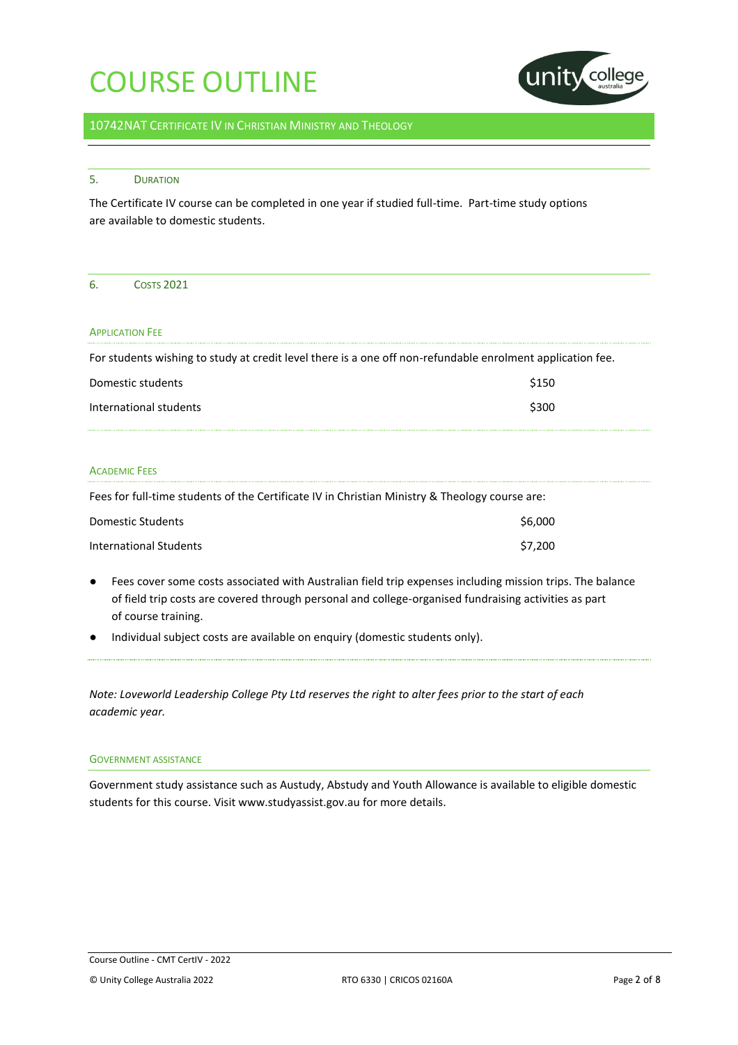# COURSE OUTLINE

10742NAT CERTIFICATE IV IN CHRISTIAN MINISTRY AND THEOLOGY

## 5. DURATION

The Certificate IV course can be completed in one year if studied full-time. Part-time study options are available to domestic students.

## 6. COSTS 2021

### APPLICATION FEE

For students wishing to study at credit level there is a one off non-refundable enrolment application fee.

| | |
|---|---|
| Domestic students | $150 |
| International students | $300 |

### ACADEMIC FEES

Fees for full-time students of the Certificate IV in Christian Ministry & Theology course are:

| | |
|---|---|
| Domestic Students | $6,000 |
| International Students | $7,200 |

- Fees cover some costs associated with Australian field trip expenses including mission trips. The balance of field trip costs are covered through personal and college-organised fundraising activities as part of course training.
- Individual subject costs are available on enquiry (domestic students only).

*Note: Loveworld Leadership College Pty Ltd reserves the right to alter fees prior to the start of each academic year.*

### GOVERNMENT ASSISTANCE

Government study assistance such as Austudy, Abstudy and Youth Allowance is available to eligible domestic students for this course. Visit www.studyassist.gov.au for more details.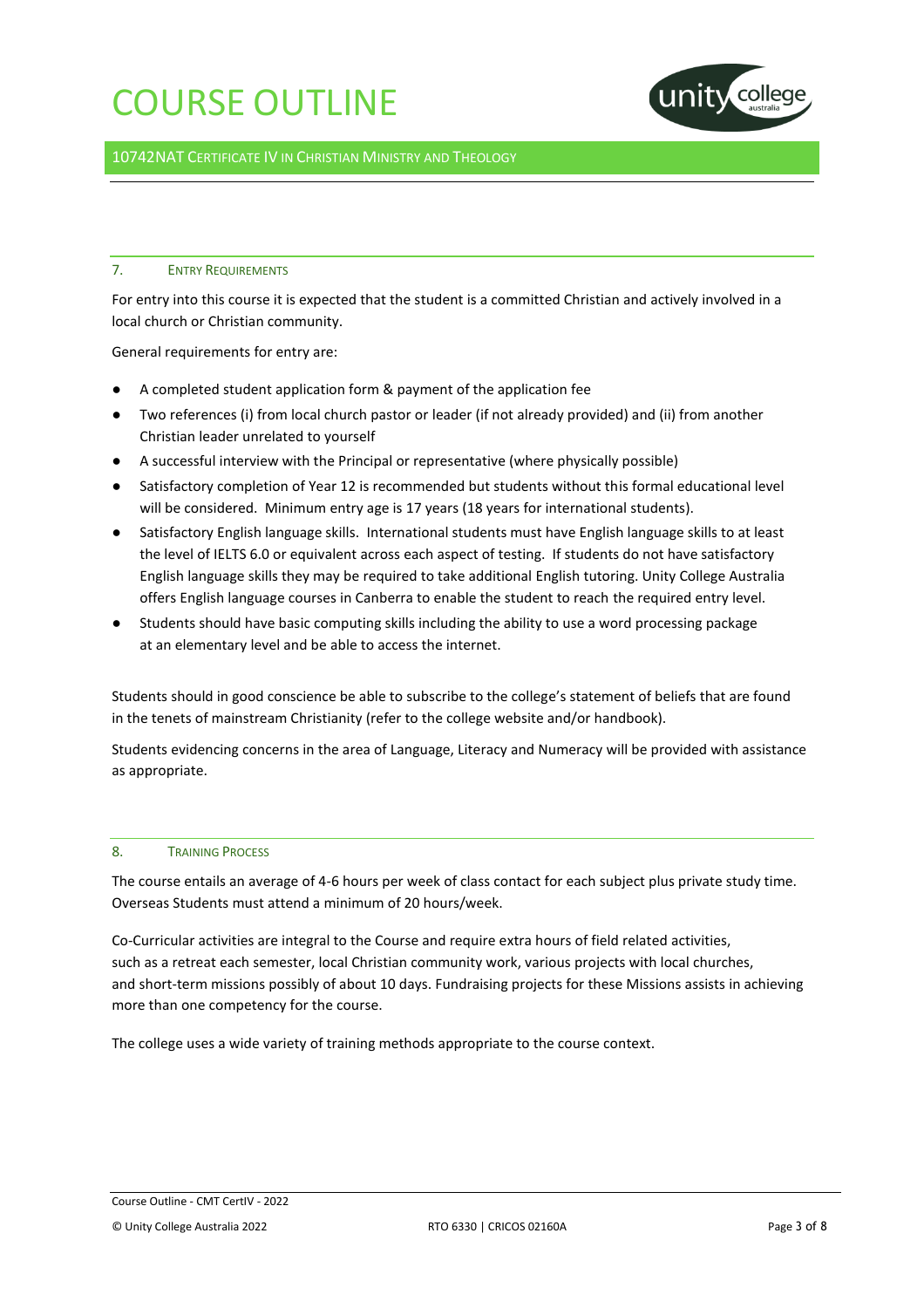## 7. Entry Requirements

For entry into this course it is expected that the student is a committed Christian and actively involved in a local church or Christian community.

General requirements for entry are:

- A completed student application form & payment of the application fee
- Two references (i) from local church pastor or leader (if not already provided) and (ii) from another Christian leader unrelated to yourself
- A successful interview with the Principal or representative (where physically possible)
- Satisfactory completion of Year 12 is recommended but students without this formal educational level will be considered. Minimum entry age is 17 years (18 years for international students).
- Satisfactory English language skills. International students must have English language skills to at least the level of IELTS 6.0 or equivalent across each aspect of testing. If students do not have satisfactory English language skills they may be required to take additional English tutoring. Unity College Australia offers English language courses in Canberra to enable the student to reach the required entry level.
- Students should have basic computing skills including the ability to use a word processing package at an elementary level and be able to access the internet.

Students should in good conscience be able to subscribe to the college's statement of beliefs that are found in the tenets of mainstream Christianity (refer to the college website and/or handbook).

Students evidencing concerns in the area of Language, Literacy and Numeracy will be provided with assistance as appropriate.

## 8. Training Process

The course entails an average of 4-6 hours per week of class contact for each subject plus private study time. Overseas Students must attend a minimum of 20 hours/week.

Co-Curricular activities are integral to the Course and require extra hours of field related activities, such as a retreat each semester, local Christian community work, various projects with local churches, and short-term missions possibly of about 10 days. Fundraising projects for these Missions assists in achieving more than one competency for the course.

The college uses a wide variety of training methods appropriate to the course context.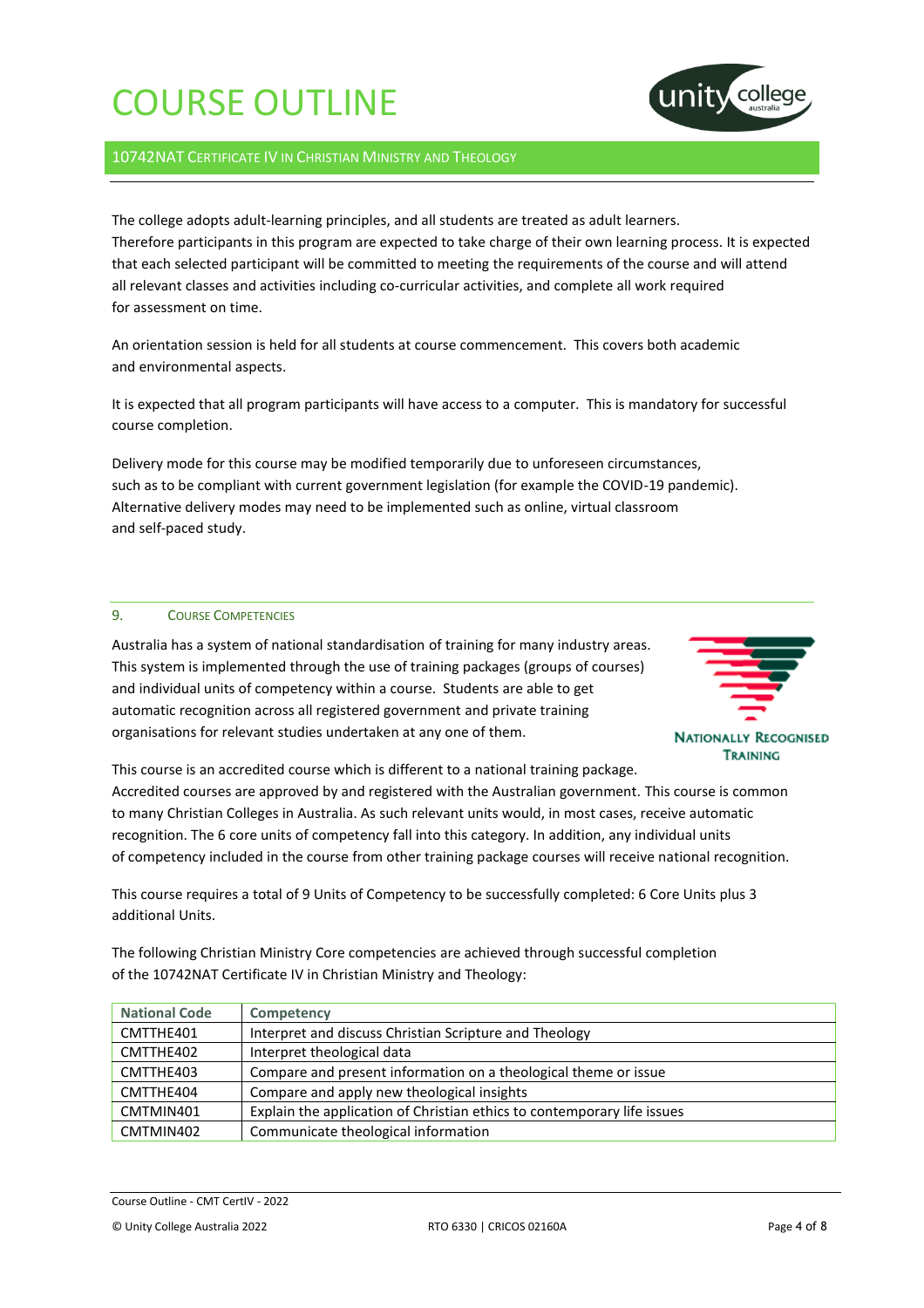The college adopts adult-learning principles, and all students are treated as adult learners. Therefore participants in this program are expected to take charge of their own learning process. It is expected that each selected participant will be committed to meeting the requirements of the course and will attend all relevant classes and activities including co-curricular activities, and complete all work required for assessment on time.

An orientation session is held for all students at course commencement. This covers both academic and environmental aspects.

It is expected that all program participants will have access to a computer. This is mandatory for successful course completion.

Delivery mode for this course may be modified temporarily due to unforeseen circumstances, such as to be compliant with current government legislation (for example the COVID-19 pandemic). Alternative delivery modes may need to be implemented such as online, virtual classroom and self-paced study.

## 9. Course Competencies

Australia has a system of national standardisation of training for many industry areas. This system is implemented through the use of training packages (groups of courses) and individual units of competency within a course. Students are able to get automatic recognition across all registered government and private training organisations for relevant studies undertaken at any one of them.

Nationally Recognised Training

This course is an accredited course which is different to a national training package. Accredited courses are approved by and registered with the Australian government. This course is common to many Christian Colleges in Australia. As such relevant units would, in most cases, receive automatic recognition. The 6 core units of competency fall into this category. In addition, any individual units of competency included in the course from other training package courses will receive national recognition.

This course requires a total of 9 Units of Competency to be successfully completed: 6 Core Units plus 3 additional Units.

The following Christian Ministry Core competencies are achieved through successful completion of the 10742NAT Certificate IV in Christian Ministry and Theology:

| National Code | Competency |
|---|---|
| CMTTHE401 | Interpret and discuss Christian Scripture and Theology |
| CMTTHE402 | Interpret theological data |
| CMTTHE403 | Compare and present information on a theological theme or issue |
| CMTTHE404 | Compare and apply new theological insights |
| CMTMIN401 | Explain the application of Christian ethics to contemporary life issues |
| CMTMIN402 | Communicate theological information |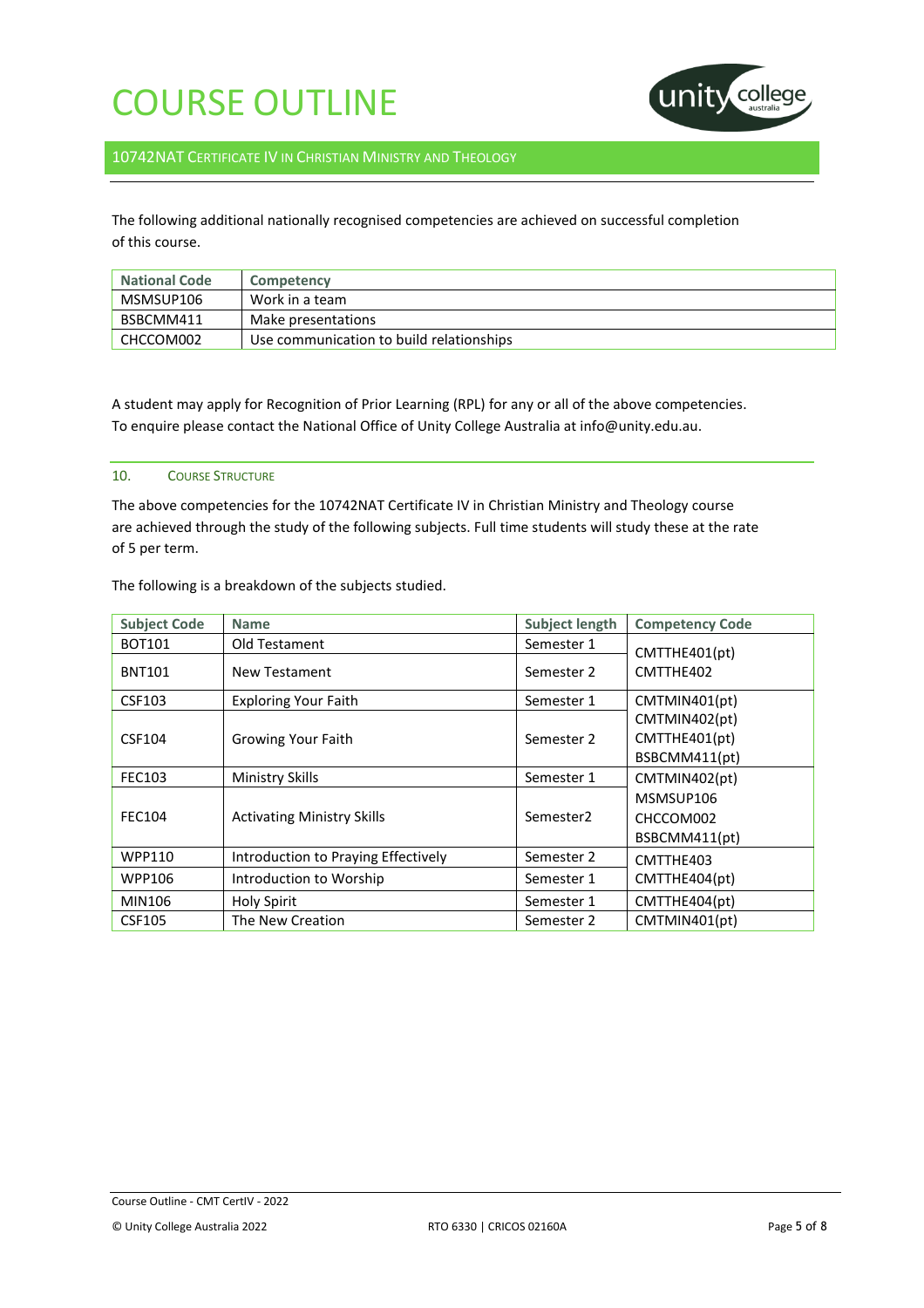# COURSE OUTLINE

## 10742NAT Certificate IV in Christian Ministry and Theology

The following additional nationally recognised competencies are achieved on successful completion of this course.

| National Code | Competency |
|---|---|
| MSMSUP106 | Work in a team |
| BSBCMM411 | Make presentations |
| CHCCOM002 | Use communication to build relationships |

A student may apply for Recognition of Prior Learning (RPL) for any or all of the above competencies. To enquire please contact the National Office of Unity College Australia at info@unity.edu.au.

### 10. Course Structure

The above competencies for the 10742NAT Certificate IV in Christian Ministry and Theology course are achieved through the study of the following subjects. Full time students will study these at the rate of 5 per term.

The following is a breakdown of the subjects studied.

| Subject Code | Name | Subject length | Competency Code |
|---|---|---|---|
| BOT101 | Old Testament | Semester 1 | CMTTHE401(pt) CMTTHE402 |
| BNT101 | New Testament | Semester 2 | |
| CSF103 | Exploring Your Faith | Semester 1 | CMTMIN401(pt) CMTMIN402(pt) CMTTHE401(pt) BSBCMM411(pt) |
| CSF104 | Growing Your Faith | Semester 2 | |
| FEC103 | Ministry Skills | Semester 1 | CMTMIN402(pt) MSMSUP106 CHCCOM002 BSBCMM411(pt) |
| FEC104 | Activating Ministry Skills | Semester2 | |
| WPP110 | Introduction to Praying Effectively | Semester 2 | CMTTHE403 CMTTHE404(pt) |
| WPP106 | Introduction to Worship | Semester 1 | |
| MIN106 | Holy Spirit | Semester 1 | CMTTHE404(pt) |
| CSF105 | The New Creation | Semester 2 | CMTMIN401(pt) |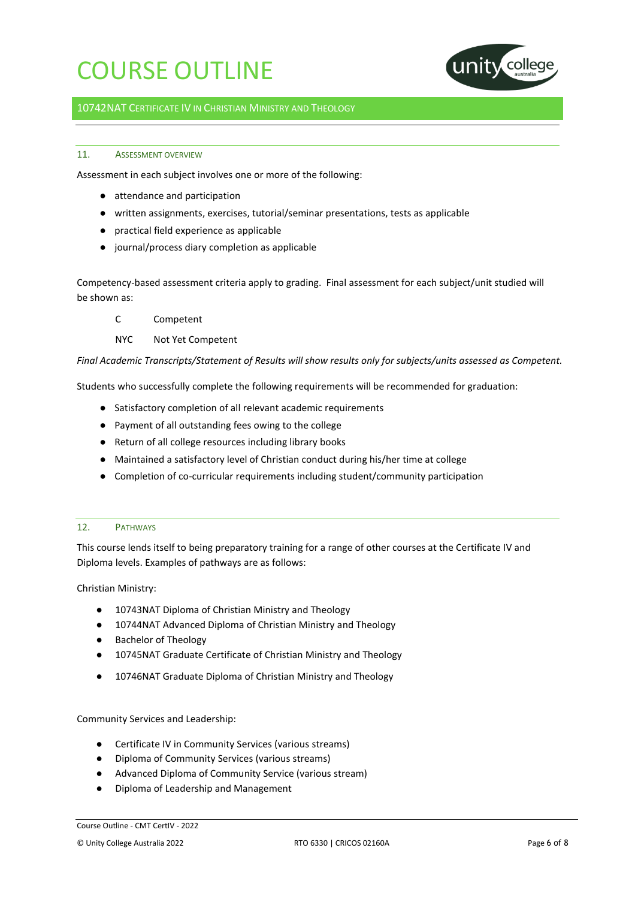## 11. Assessment Overview

Assessment in each subject involves one or more of the following:

- attendance and participation
- written assignments, exercises, tutorial/seminar presentations, tests as applicable
- practical field experience as applicable
- journal/process diary completion as applicable

Competency-based assessment criteria apply to grading. Final assessment for each subject/unit studied will be shown as:

| | |
|---|---|
| C | Competent |
| NYC | Not Yet Competent |

*Final Academic Transcripts/Statement of Results will show results only for subjects/units assessed as Competent.*

Students who successfully complete the following requirements will be recommended for graduation:

- Satisfactory completion of all relevant academic requirements
- Payment of all outstanding fees owing to the college
- Return of all college resources including library books
- Maintained a satisfactory level of Christian conduct during his/her time at college
- Completion of co-curricular requirements including student/community participation

## 12. Pathways

This course lends itself to being preparatory training for a range of other courses at the Certificate IV and Diploma levels. Examples of pathways are as follows:

Christian Ministry:

- 10743NAT Diploma of Christian Ministry and Theology
- 10744NAT Advanced Diploma of Christian Ministry and Theology
- Bachelor of Theology
- 10745NAT Graduate Certificate of Christian Ministry and Theology
- 10746NAT Graduate Diploma of Christian Ministry and Theology

Community Services and Leadership:

- Certificate IV in Community Services (various streams)
- Diploma of Community Services (various streams)
- Advanced Diploma of Community Service (various stream)
- Diploma of Leadership and Management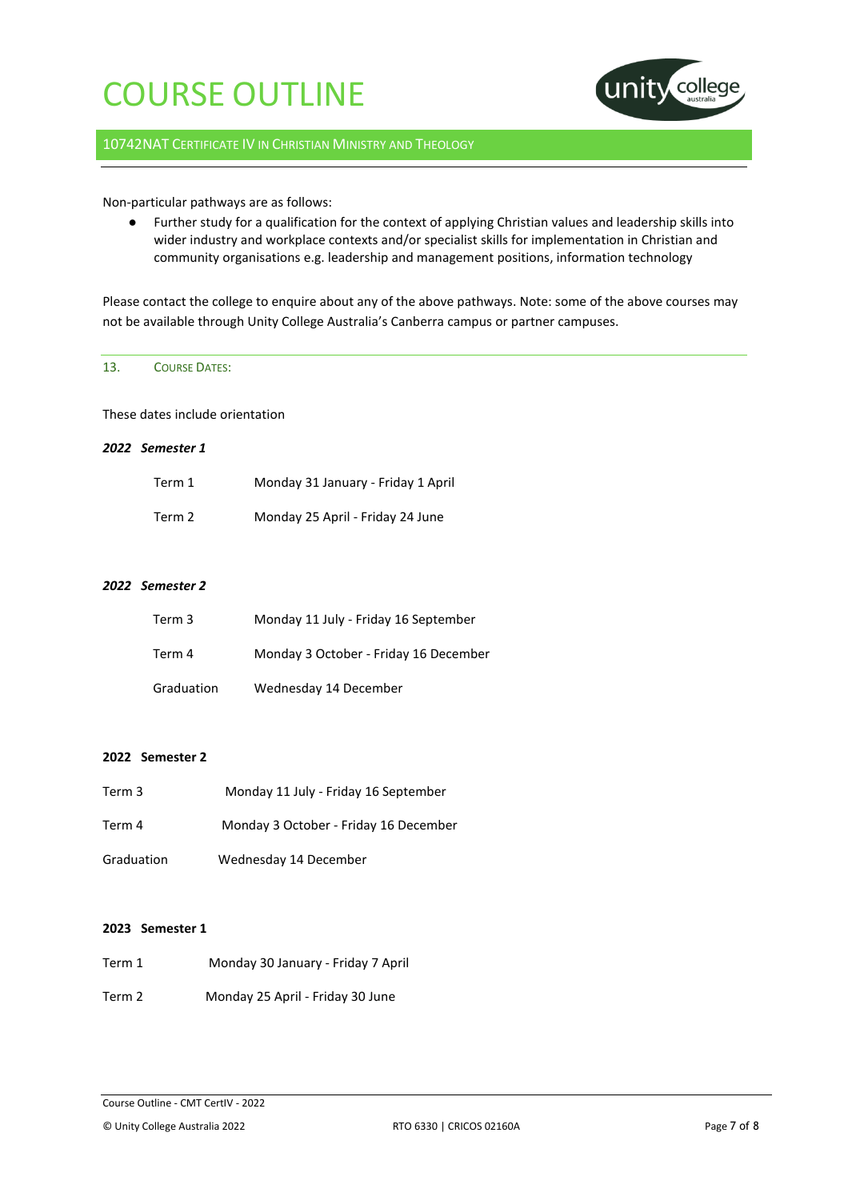Non-particular pathways are as follows:

- Further study for a qualification for the context of applying Christian values and leadership skills into wider industry and workplace contexts and/or specialist skills for implementation in Christian and community organisations e.g. leadership and management positions, information technology

Please contact the college to enquire about any of the above pathways. Note: some of the above courses may not be available through Unity College Australia's Canberra campus or partner campuses.

## 13. Course Dates:

These dates include orientation

***2022 Semester 1***

| | |
|---|---|
| Term 1 | Monday 31 January - Friday 1 April |
| Term 2 | Monday 25 April - Friday 24 June |

***2022 Semester 2***

| | |
|---|---|
| Term 3 | Monday 11 July - Friday 16 September |
| Term 4 | Monday 3 October - Friday 16 December |
| Graduation | Wednesday 14 December |

**2022 Semester 2**

| | |
|---|---|
| Term 3 | Monday 11 July - Friday 16 September |
| Term 4 | Monday 3 October - Friday 16 December |
| Graduation | Wednesday 14 December |

**2023 Semester 1**

| | |
|---|---|
| Term 1 | Monday 30 January - Friday 7 April |
| Term 2 | Monday 25 April - Friday 30 June |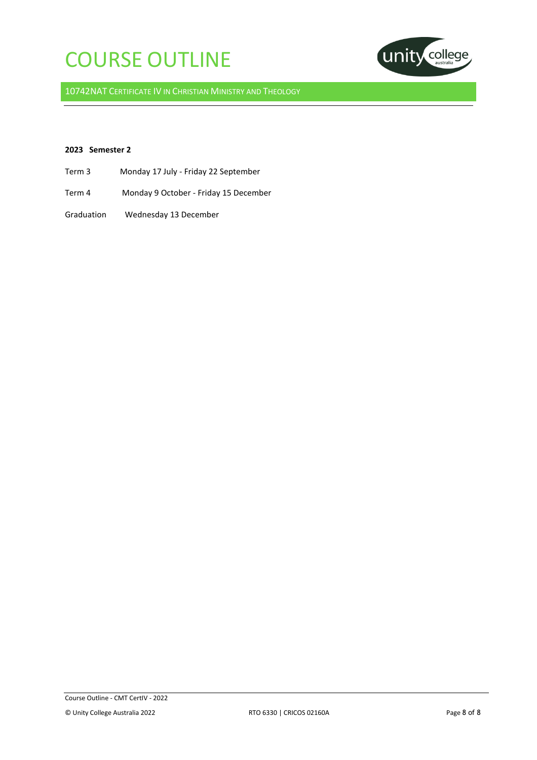**2023 Semester 2**

| | |
|---|---|
| Term 3 | Monday 17 July - Friday 22 September |
| Term 4 | Monday 9 October - Friday 15 December |
| Graduation | Wednesday 13 December |